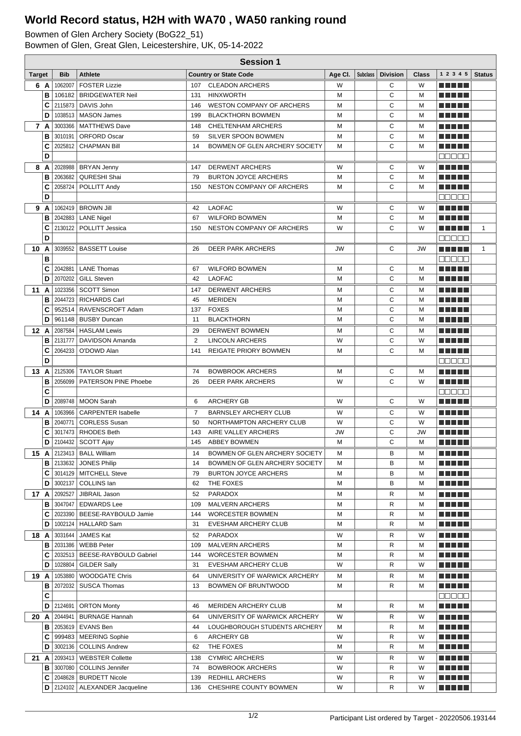# World Record status, H2H with WA70 , WA50 ranking round

Bowmen of Glen Archery Society (BoG22_51)
Bowmen of Glen, Great Glen, Leicestershire, UK, 05-14-2022

**Session 1**

| Target | | Bib | Athlete | Country or State Code | | Age Cl. | Subclass | Division | Class | 1 2 3 4 5 | Status |
|---|---|---|---|---|---|---|---|---|---|---|---|
| 6 | A | 1062007 | FOSTER Lizzie | 107 | CLEADON ARCHERS | W | | C | W | ■■■■■ | |
| | B | 106182 | BRIDGEWATER Neil | 131 | HINXWORTH | M | | C | M | ■■■■■ | |
| | C | 2115873 | DAVIS John | 146 | WESTON COMPANY OF ARCHERS | M | | C | M | ■■■■■ | |
| | D | 1038513 | MASON James | 199 | BLACKTHORN BOWMEN | M | | C | M | ■■■■■ | |
| 7 | A | 3003366 | MATTHEWS Dave | 148 | CHELTENHAM ARCHERS | M | | C | M | ■■■■■ | |
| | B | 3010191 | ORFORD Oscar | 59 | SILVER SPOON BOWMEN | M | | C | M | ■■■■■ | |
| | C | 2025812 | CHAPMAN Bill | 14 | BOWMEN OF GLEN ARCHERY SOCIETY | M | | C | M | ■■■■■ | |
| | D | | | | | | | | | □□□□□ | |
| 8 | A | 2028988 | BRYAN Jenny | 147 | DERWENT ARCHERS | W | | C | W | ■■■■■ | |
| | B | 2063682 | QURESHI Shai | 79 | BURTON JOYCE ARCHERS | M | | C | M | ■■■■■ | |
| | C | 2058724 | POLLITT Andy | 150 | NESTON COMPANY OF ARCHERS | M | | C | M | ■■■■■ | |
| | D | | | | | | | | | □□□□□ | |
| 9 | A | 1062419 | BROWN Jill | 42 | LAOFAC | W | | C | W | ■■■■■ | |
| | B | 2042883 | LANE Nigel | 67 | WILFORD BOWMEN | M | | C | M | ■■■■■ | |
| | C | 2130122 | POLLITT Jessica | 150 | NESTON COMPANY OF ARCHERS | W | | C | W | ■■■■■ | 1 |
| | D | | | | | | | | | □□□□□ | |
| 10 | A | 3039552 | BASSETT Louise | 26 | DEER PARK ARCHERS | JW | | C | JW | ■■■■■ | 1 |
| | B | | | | | | | | | □□□□□ | |
| | C | 2042881 | LANE Thomas | 67 | WILFORD BOWMEN | M | | C | M | ■■■■■ | |
| | D | 2070202 | GILL Steven | 42 | LAOFAC | M | | C | M | ■■■■■ | |
| 11 | A | 1023356 | SCOTT Simon | 147 | DERWENT ARCHERS | M | | C | M | ■■■■■ | |
| | B | 2044723 | RICHARDS Carl | 45 | MERIDEN | M | | C | M | ■■■■■ | |
| | C | 952514 | RAVENSCROFT Adam | 137 | FOXES | M | | C | M | ■■■■■ | |
| | D | 961148 | BUSBY Duncan | 11 | BLACKTHORN | M | | C | M | ■■■■■ | |
| 12 | A | 2087584 | HASLAM Lewis | 29 | DERWENT BOWMEN | M | | C | M | ■■■■■ | |
| | B | 2131777 | DAVIDSON Amanda | 2 | LINCOLN ARCHERS | W | | C | W | ■■■■■ | |
| | C | 2064233 | O'DOWD Alan | 141 | REIGATE PRIORY BOWMEN | M | | C | M | ■■■■■ | |
| | D | | | | | | | | | □□□□□ | |
| 13 | A | 2125306 | TAYLOR Stuart | 74 | BOWBROOK ARCHERS | M | | C | M | ■■■■■ | |
| | B | 2056099 | PATERSON PINE Phoebe | 26 | DEER PARK ARCHERS | W | | C | W | ■■■■■ | |
| | C | | | | | | | | | □□□□□ | |
| | D | 2089748 | MOON Sarah | 6 | ARCHERY GB | W | | C | W | ■■■■■ | |
| 14 | A | 1063966 | CARPENTER Isabelle | 7 | BARNSLEY ARCHERY CLUB | W | | C | W | ■■■■■ | |
| | B | 2040771 | CORLESS Susan | 50 | NORTHAMPTON ARCHERY CLUB | W | | C | W | ■■■■■ | |
| | C | 3017473 | RHODES Beth | 143 | AIRE VALLEY ARCHERS | JW | | C | JW | ■■■■■ | |
| | D | 2104432 | SCOTT Ajay | 145 | ABBEY BOWMEN | M | | C | M | ■■■■■ | |
| 15 | A | 2123413 | BALL William | 14 | BOWMEN OF GLEN ARCHERY SOCIETY | M | | B | M | ■■■■■ | |
| | B | 2133632 | JONES Philip | 14 | BOWMEN OF GLEN ARCHERY SOCIETY | M | | B | M | ■■■■■ | |
| | C | 3014129 | MITCHELL Steve | 79 | BURTON JOYCE ARCHERS | M | | B | M | ■■■■■ | |
| | D | 3002137 | COLLINS Ian | 62 | THE FOXES | M | | B | M | ■■■■■ | |
| 17 | A | 2092527 | JIBRAIL Jason | 52 | PARADOX | M | | R | M | ■■■■■ | |
| | B | 3047047 | EDWARDS Lee | 109 | MALVERN ARCHERS | M | | R | M | ■■■■■ | |
| | C | 2023390 | BEESE-RAYBOULD Jamie | 144 | WORCESTER BOWMEN | M | | R | M | ■■■■■ | |
| | D | 1002124 | HALLARD Sam | 31 | EVESHAM ARCHERY CLUB | M | | R | M | ■■■■■ | |
| 18 | A | 3031644 | JAMES Kat | 52 | PARADOX | W | | R | W | ■■■■■ | |
| | B | 2031386 | WEBB Peter | 109 | MALVERN ARCHERS | M | | R | M | ■■■■■ | |
| | C | 2032513 | BEESE-RAYBOULD Gabriel | 144 | WORCESTER BOWMEN | M | | R | M | ■■■■■ | |
| | D | 1028804 | GILDER Sally | 31 | EVESHAM ARCHERY CLUB | W | | R | W | ■■■■■ | |
| 19 | A | 1053880 | WOODGATE Chris | 64 | UNIVERSITY OF WARWICK ARCHERY | M | | R | M | ■■■■■ | |
| | B | 2072032 | SUSCA Thomas | 13 | BOWMEN OF BRUNTWOOD | M | | R | M | ■■■■■ | |
| | C | | | | | | | | | □□□□□ | |
| | D | 2124691 | ORTON Monty | 46 | MERIDEN ARCHERY CLUB | M | | R | M | ■■■■■ | |
| 20 | A | 2044941 | BURNAGE Hannah | 64 | UNIVERSITY OF WARWICK ARCHERY | W | | R | W | ■■■■■ | |
| | B | 2053619 | EVANS Ben | 44 | LOUGHBOROUGH STUDENTS ARCHERY | M | | R | M | ■■■■■ | |
| | C | 999483 | MEERING Sophie | 6 | ARCHERY GB | W | | R | W | ■■■■■ | |
| | D | 3002136 | COLLINS Andrew | 62 | THE FOXES | M | | R | M | ■■■■■ | |
| 21 | A | 2093413 | WEBSTER Collette | 138 | CYMRIC ARCHERS | W | | R | W | ■■■■■ | |
| | B | 3007080 | COLLINS Jennifer | 74 | BOWBROOK ARCHERS | W | | R | W | ■■■■■ | |
| | C | 2048628 | BURDETT Nicole | 139 | REDHILL ARCHERS | W | | R | W | ■■■■■ | |
| | D | 2124102 | ALEXANDER Jacqueline | 136 | CHESHIRE COUNTY BOWMEN | W | | R | W | ■■■■■ | |

Participant List ordered by Target - 20220506.193144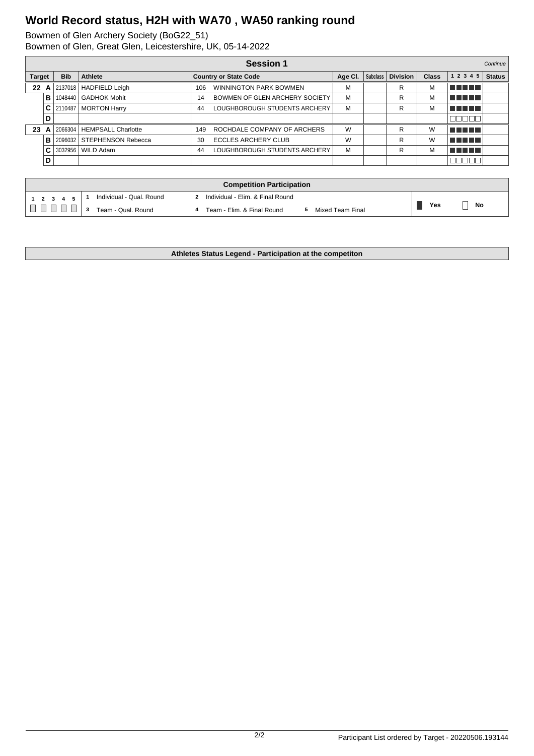# World Record status, H2H with WA70 , WA50 ranking round

Bowmen of Glen Archery Society (BoG22_51)

Bowmen of Glen, Great Glen, Leicestershire, UK, 05-14-2022

## Session 1

*Continue*

| Target | | Bib | Athlete | Country or State Code | | Age Cl. | Subclass | Division | Class | 1 2 3 4 5 | Status |
|---|---|---|---|---|---|---|---|---|---|---|---|
| 22 | A | 2137018 | HADFIELD Leigh | 106 | WINNINGTON PARK BOWMEN | M | | R | M | ■■■■■ | |
| | B | 1048440 | GADHOK Mohit | 14 | BOWMEN OF GLEN ARCHERY SOCIETY | M | | R | M | ■■■■■ | |
| | C | 2110487 | MORTON Harry | 44 | LOUGHBOROUGH STUDENTS ARCHERY | M | | R | M | ■■■■■ | |
| | D | | | | | | | | | □□□□□ | |
| 23 | A | 2066304 | HEMPSALL Charlotte | 149 | ROCHDALE COMPANY OF ARCHERS | W | | R | W | ■■■■■ | |
| | B | 2096032 | STEPHENSON Rebecca | 30 | ECCLES ARCHERY CLUB | W | | R | W | ■■■■■ | |
| | C | 3032956 | WILD Adam | 44 | LOUGHBOROUGH STUDENTS ARCHERY | M | | R | M | ■■■■■ | |
| | D | | | | | | | | | □□□□□ | |

### Competition Participation

| 1 2 3 4 5 | | | |
|---|---|---|---|
| □□□□□ | 1 Individual - Qual. Round | 2 Individual - Elim. & Final Round | ■ Yes □ No |
| | 3 Team - Qual. Round | 4 Team - Elim. & Final Round 5 Mixed Team Final | |

### Athletes Status Legend - Participation at the competiton

Participant List ordered by Target - 20220506.193144